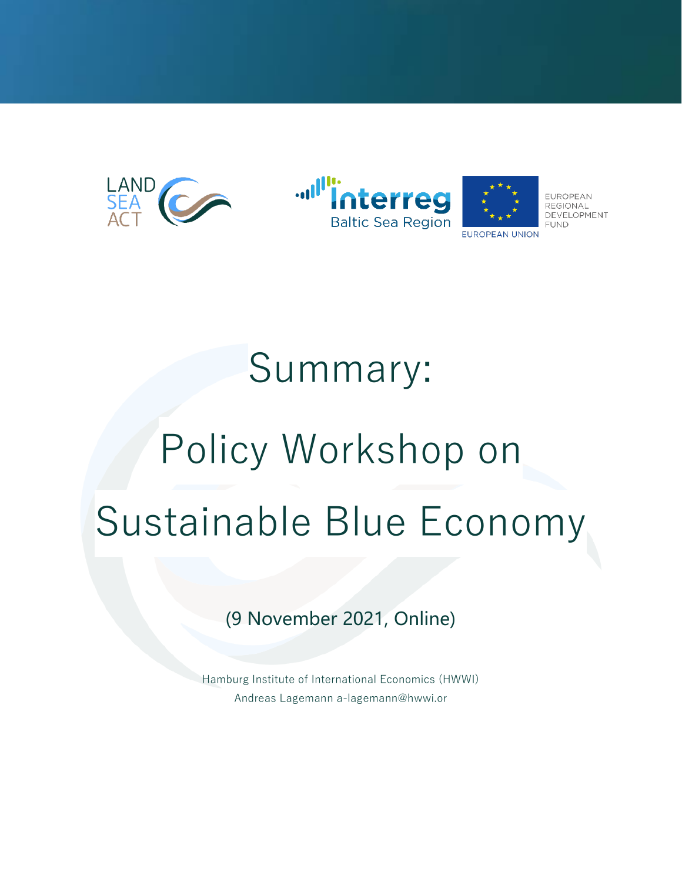LAND SEA ACT

Interreg Baltic Sea Region

EUROPEAN UNION

EUROPEAN REGIONAL DEVELOPMENT FUND

# Summary:

# Policy Workshop on Sustainable Blue Economy

(9 November 2021, Online)

Hamburg Institute of International Economics (HWWI)
Andreas Lagemann a-lagemann@hwwi.or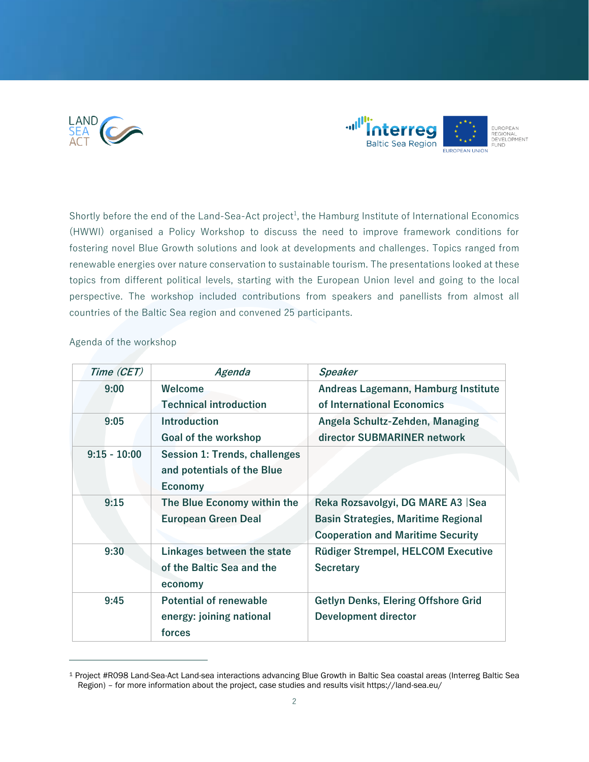Shortly before the end of the Land-Sea-Act project[1], the Hamburg Institute of International Economics (HWWI) organised a Policy Workshop to discuss the need to improve framework conditions for fostering novel Blue Growth solutions and look at developments and challenges. Topics ranged from renewable energies over nature conservation to sustainable tourism. The presentations looked at these topics from different political levels, starting with the European Union level and going to the local perspective. The workshop included contributions from speakers and panellists from almost all countries of the Baltic Sea region and convened 25 participants.

Agenda of the workshop

| *Time (CET)* | *Agenda* | *Speaker* |
|---|---|---|
| **9:00** | **Welcome** <br> **Technical introduction** | **Andreas Lagemann, Hamburg Institute of International Economics** |
| **9:05** | **Introduction** <br> **Goal of the workshop** | **Angela Schultz-Zehden, Managing director SUBMARINER network** |
| **9:15 - 10:00** | **Session 1: Trends, challenges and potentials of the Blue Economy** | |
| **9:15** | **The Blue Economy within the European Green Deal** | **Reka Rozsavolgyi, DG MARE A3 \|Sea Basin Strategies, Maritime Regional Cooperation and Maritime Security** |
| **9:30** | **Linkages between the state of the Baltic Sea and the economy** | **Rüdiger Strempel, HELCOM Executive Secretary** |
| **9:45** | **Potential of renewable energy: joining national forces** | **Getlyn Denks, Elering Offshore Grid Development director** |

[1] Project #R098 Land-Sea-Act Land-sea interactions advancing Blue Growth in Baltic Sea coastal areas (Interreg Baltic Sea Region) – for more information about the project, case studies and results visit https://land-sea.eu/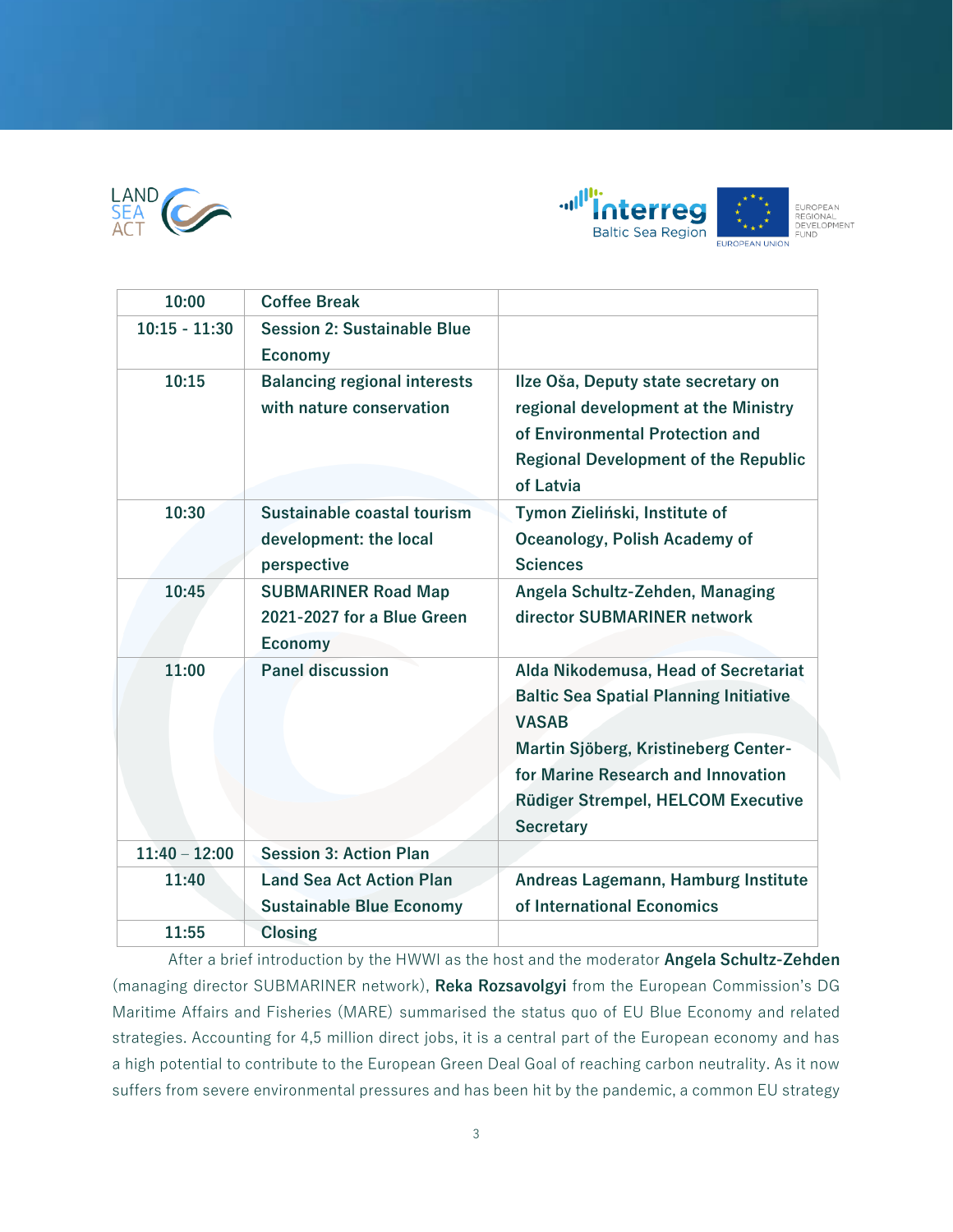| 10:00 | Coffee Break | |
|---|---|---|
| 10:15 - 11:30 | Session 2: Sustainable Blue Economy | |
| 10:15 | Balancing regional interests with nature conservation | Ilze Oša, Deputy state secretary on regional development at the Ministry of Environmental Protection and Regional Development of the Republic of Latvia |
| 10:30 | Sustainable coastal tourism development: the local perspective | Tymon Zieliński, Institute of Oceanology, Polish Academy of Sciences |
| 10:45 | SUBMARINER Road Map 2021-2027 for a Blue Green Economy | Angela Schultz-Zehden, Managing director SUBMARINER network |
| 11:00 | Panel discussion | Alda Nikodemusa, Head of Secretariat Baltic Sea Spatial Planning Initiative VASAB<br>Martin Sjöberg, Kristineberg Center-for Marine Research and Innovation<br>Rüdiger Strempel, HELCOM Executive Secretary |
| 11:40 – 12:00 | Session 3: Action Plan | |
| 11:40 | Land Sea Act Action Plan Sustainable Blue Economy | Andreas Lagemann, Hamburg Institute of International Economics |
| 11:55 | Closing | |

After a brief introduction by the HWWI as the host and the moderator **Angela Schultz-Zehden** (managing director SUBMARINER network), **Reka Rozsavolgyi** from the European Commission's DG Maritime Affairs and Fisheries (MARE) summarised the status quo of EU Blue Economy and related strategies. Accounting for 4,5 million direct jobs, it is a central part of the European economy and has a high potential to contribute to the European Green Deal Goal of reaching carbon neutrality. As it now suffers from severe environmental pressures and has been hit by the pandemic, a common EU strategy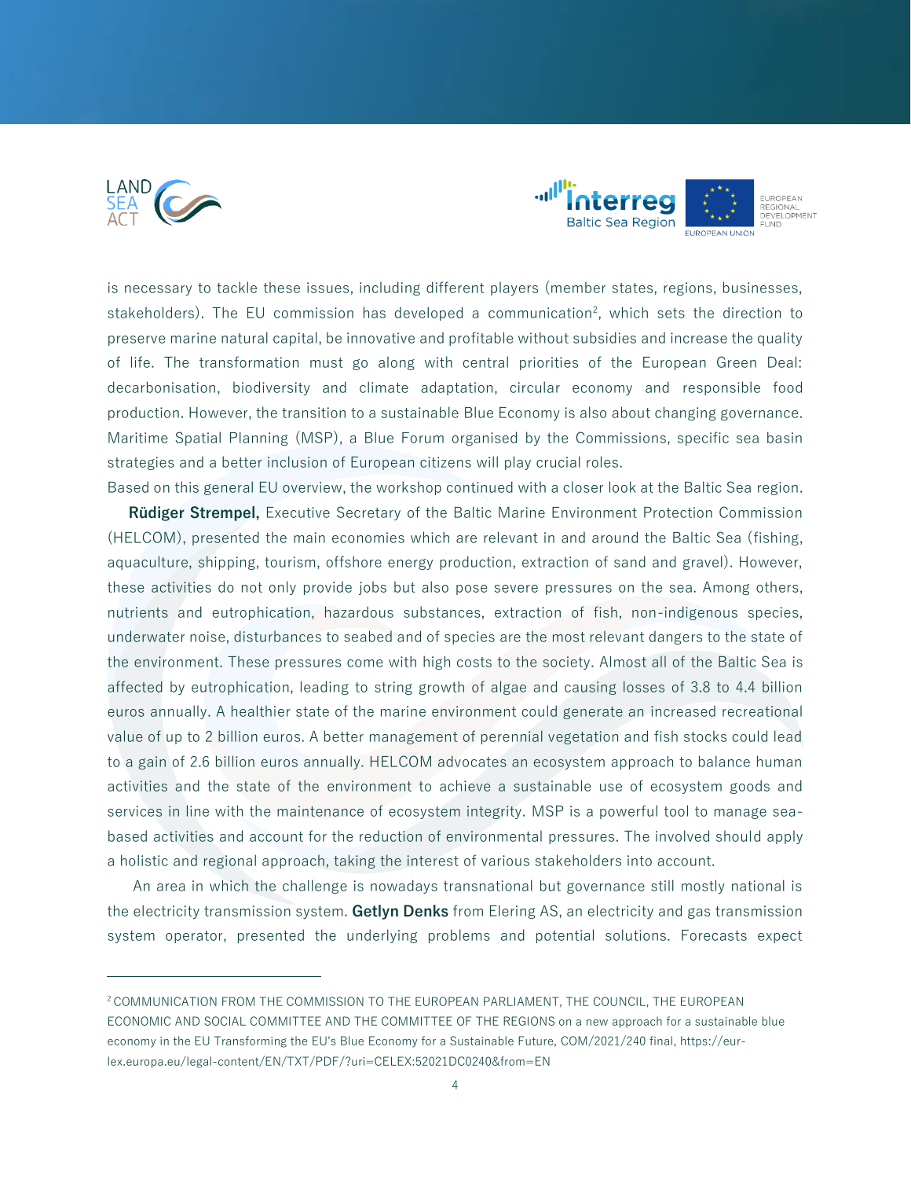is necessary to tackle these issues, including different players (member states, regions, businesses, stakeholders). The EU commission has developed a communication[2], which sets the direction to preserve marine natural capital, be innovative and profitable without subsidies and increase the quality of life. The transformation must go along with central priorities of the European Green Deal: decarbonisation, biodiversity and climate adaptation, circular economy and responsible food production. However, the transition to a sustainable Blue Economy is also about changing governance. Maritime Spatial Planning (MSP), a Blue Forum organised by the Commissions, specific sea basin strategies and a better inclusion of European citizens will play crucial roles.

Based on this general EU overview, the workshop continued with a closer look at the Baltic Sea region.

**Rüdiger Strempel,** Executive Secretary of the Baltic Marine Environment Protection Commission (HELCOM), presented the main economies which are relevant in and around the Baltic Sea (fishing, aquaculture, shipping, tourism, offshore energy production, extraction of sand and gravel). However, these activities do not only provide jobs but also pose severe pressures on the sea. Among others, nutrients and eutrophication, hazardous substances, extraction of fish, non-indigenous species, underwater noise, disturbances to seabed and of species are the most relevant dangers to the state of the environment. These pressures come with high costs to the society. Almost all of the Baltic Sea is affected by eutrophication, leading to string growth of algae and causing losses of 3.8 to 4.4 billion euros annually. A healthier state of the marine environment could generate an increased recreational value of up to 2 billion euros. A better management of perennial vegetation and fish stocks could lead to a gain of 2.6 billion euros annually. HELCOM advocates an ecosystem approach to balance human activities and the state of the environment to achieve a sustainable use of ecosystem goods and services in line with the maintenance of ecosystem integrity. MSP is a powerful tool to manage sea-based activities and account for the reduction of environmental pressures. The involved should apply a holistic and regional approach, taking the interest of various stakeholders into account.

An area in which the challenge is nowadays transnational but governance still mostly national is the electricity transmission system. **Getlyn Denks** from Elering AS, an electricity and gas transmission system operator, presented the underlying problems and potential solutions. Forecasts expect

---

[2] COMMUNICATION FROM THE COMMISSION TO THE EUROPEAN PARLIAMENT, THE COUNCIL, THE EUROPEAN ECONOMIC AND SOCIAL COMMITTEE AND THE COMMITTEE OF THE REGIONS on a new approach for a sustainable blue economy in the EU Transforming the EU's Blue Economy for a Sustainable Future, COM/2021/240 final, https://eur-lex.europa.eu/legal-content/EN/TXT/PDF/?uri=CELEX:52021DC0240&from=EN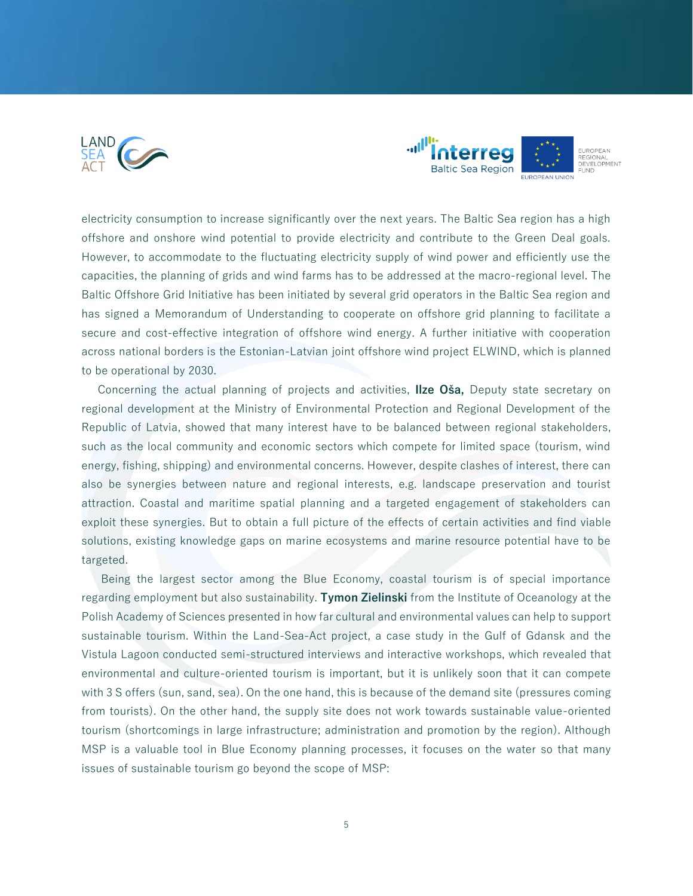electricity consumption to increase significantly over the next years. The Baltic Sea region has a high offshore and onshore wind potential to provide electricity and contribute to the Green Deal goals. However, to accommodate to the fluctuating electricity supply of wind power and efficiently use the capacities, the planning of grids and wind farms has to be addressed at the macro-regional level. The Baltic Offshore Grid Initiative has been initiated by several grid operators in the Baltic Sea region and has signed a Memorandum of Understanding to cooperate on offshore grid planning to facilitate a secure and cost-effective integration of offshore wind energy. A further initiative with cooperation across national borders is the Estonian-Latvian joint offshore wind project ELWIND, which is planned to be operational by 2030.

Concerning the actual planning of projects and activities, **Ilze Oša,** Deputy state secretary on regional development at the Ministry of Environmental Protection and Regional Development of the Republic of Latvia, showed that many interest have to be balanced between regional stakeholders, such as the local community and economic sectors which compete for limited space (tourism, wind energy, fishing, shipping) and environmental concerns. However, despite clashes of interest, there can also be synergies between nature and regional interests, e.g. landscape preservation and tourist attraction. Coastal and maritime spatial planning and a targeted engagement of stakeholders can exploit these synergies. But to obtain a full picture of the effects of certain activities and find viable solutions, existing knowledge gaps on marine ecosystems and marine resource potential have to be targeted.

Being the largest sector among the Blue Economy, coastal tourism is of special importance regarding employment but also sustainability. **Tymon Zielinski** from the Institute of Oceanology at the Polish Academy of Sciences presented in how far cultural and environmental values can help to support sustainable tourism. Within the Land-Sea-Act project, a case study in the Gulf of Gdansk and the Vistula Lagoon conducted semi-structured interviews and interactive workshops, which revealed that environmental and culture-oriented tourism is important, but it is unlikely soon that it can compete with 3 S offers (sun, sand, sea). On the one hand, this is because of the demand site (pressures coming from tourists). On the other hand, the supply site does not work towards sustainable value-oriented tourism (shortcomings in large infrastructure; administration and promotion by the region). Although MSP is a valuable tool in Blue Economy planning processes, it focuses on the water so that many issues of sustainable tourism go beyond the scope of MSP: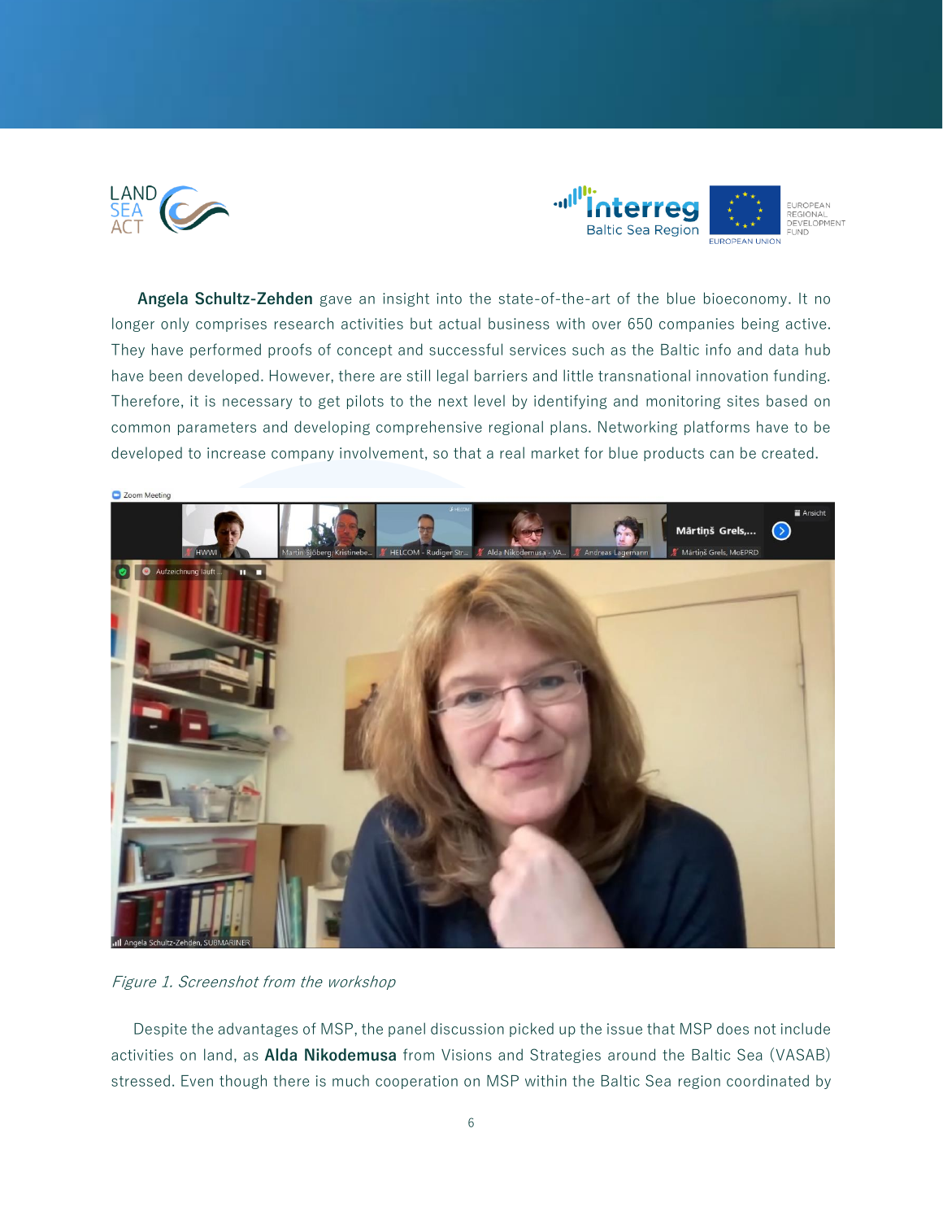**Angela Schultz-Zehden** gave an insight into the state-of-the-art of the blue bioeconomy. It no longer only comprises research activities but actual business with over 650 companies being active. They have performed proofs of concept and successful services such as the Baltic info and data hub have been developed. However, there are still legal barriers and little transnational innovation funding. Therefore, it is necessary to get pilots to the next level by identifying and monitoring sites based on common parameters and developing comprehensive regional plans. Networking platforms have to be developed to increase company involvement, so that a real market for blue products can be created.

*Figure 1. Screenshot from the workshop*

Despite the advantages of MSP, the panel discussion picked up the issue that MSP does not include activities on land, as **Alda Nikodemusa** from Visions and Strategies around the Baltic Sea (VASAB) stressed. Even though there is much cooperation on MSP within the Baltic Sea region coordinated by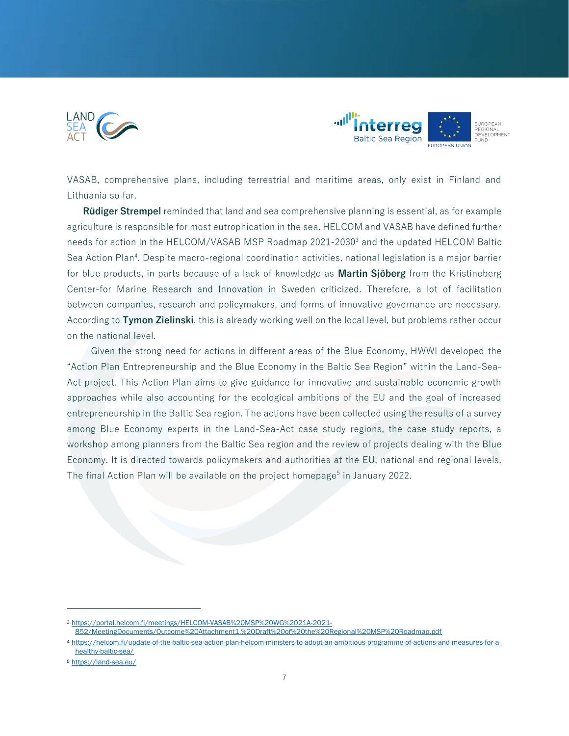VASAB, comprehensive plans, including terrestrial and maritime areas, only exist in Finland and Lithuania so far.

**Rüdiger Strempel** reminded that land and sea comprehensive planning is essential, as for example agriculture is responsible for most eutrophication in the sea. HELCOM and VASAB have defined further needs for action in the HELCOM/VASAB MSP Roadmap 2021-2030[3] and the updated HELCOM Baltic Sea Action Plan[4]. Despite macro-regional coordination activities, national legislation is a major barrier for blue products, in parts because of a lack of knowledge as **Martin Sjöberg** from the Kristineberg Center-for Marine Research and Innovation in Sweden criticized. Therefore, a lot of facilitation between companies, research and policymakers, and forms of innovative governance are necessary. According to **Tymon Zielinski**, this is already working well on the local level, but problems rather occur on the national level.

Given the strong need for actions in different areas of the Blue Economy, HWWI developed the "Action Plan Entrepreneurship and the Blue Economy in the Baltic Sea Region" within the Land-Sea-Act project. This Action Plan aims to give guidance for innovative and sustainable economic growth approaches while also accounting for the ecological ambitions of the EU and the goal of increased entrepreneurship in the Baltic Sea region. The actions have been collected using the results of a survey among Blue Economy experts in the Land-Sea-Act case study regions, the case study reports, a workshop among planners from the Baltic Sea region and the review of projects dealing with the Blue Economy. It is directed towards policymakers and authorities at the EU, national and regional levels. The final Action Plan will be available on the project homepage[5] in January 2022.

---

[3] https://portal.helcom.fi/meetings/HELCOM-VASAB%20MSP%20WG%2021A-2021-852/MeetingDocuments/Outcome%20Attachment1.%20Draft%20of%20the%20Regional%20MSP%20Roadmap.pdf

[4] https://helcom.fi/update-of-the-baltic-sea-action-plan-helcom-ministers-to-adopt-an-ambitious-programme-of-actions-and-measures-for-a-healthy-baltic-sea/

[5] https://land-sea.eu/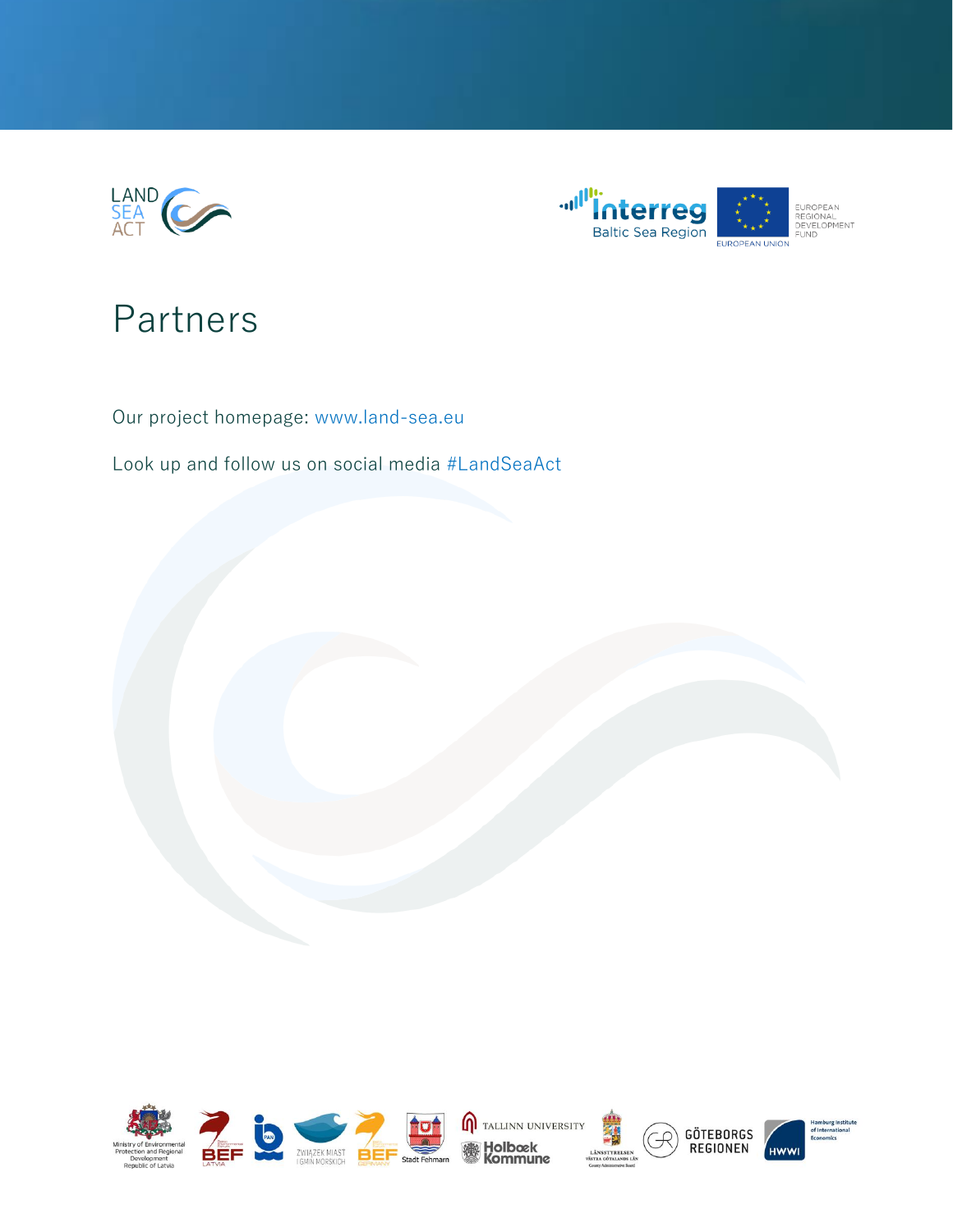# Partners

Our project homepage: www.land-sea.eu

Look up and follow us on social media #LandSeaAct